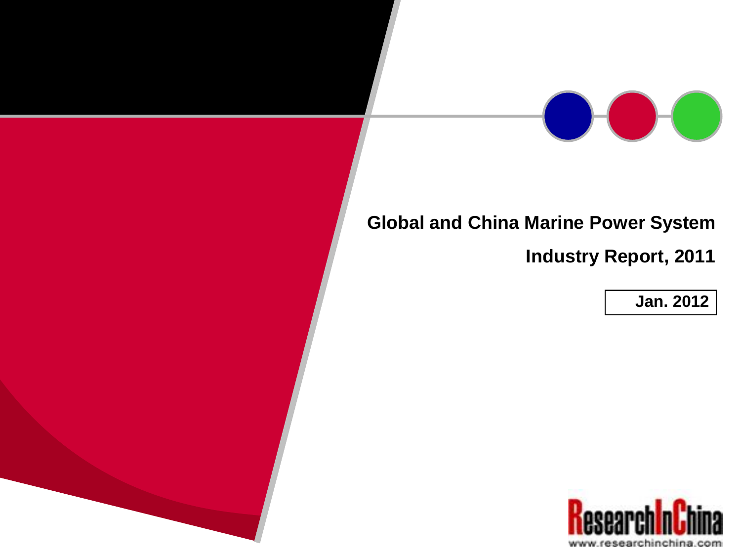# Global and China Marine Power System Industry Report, 2011

**Jan. 2012**

ResearchInChina

www.researchinchina.com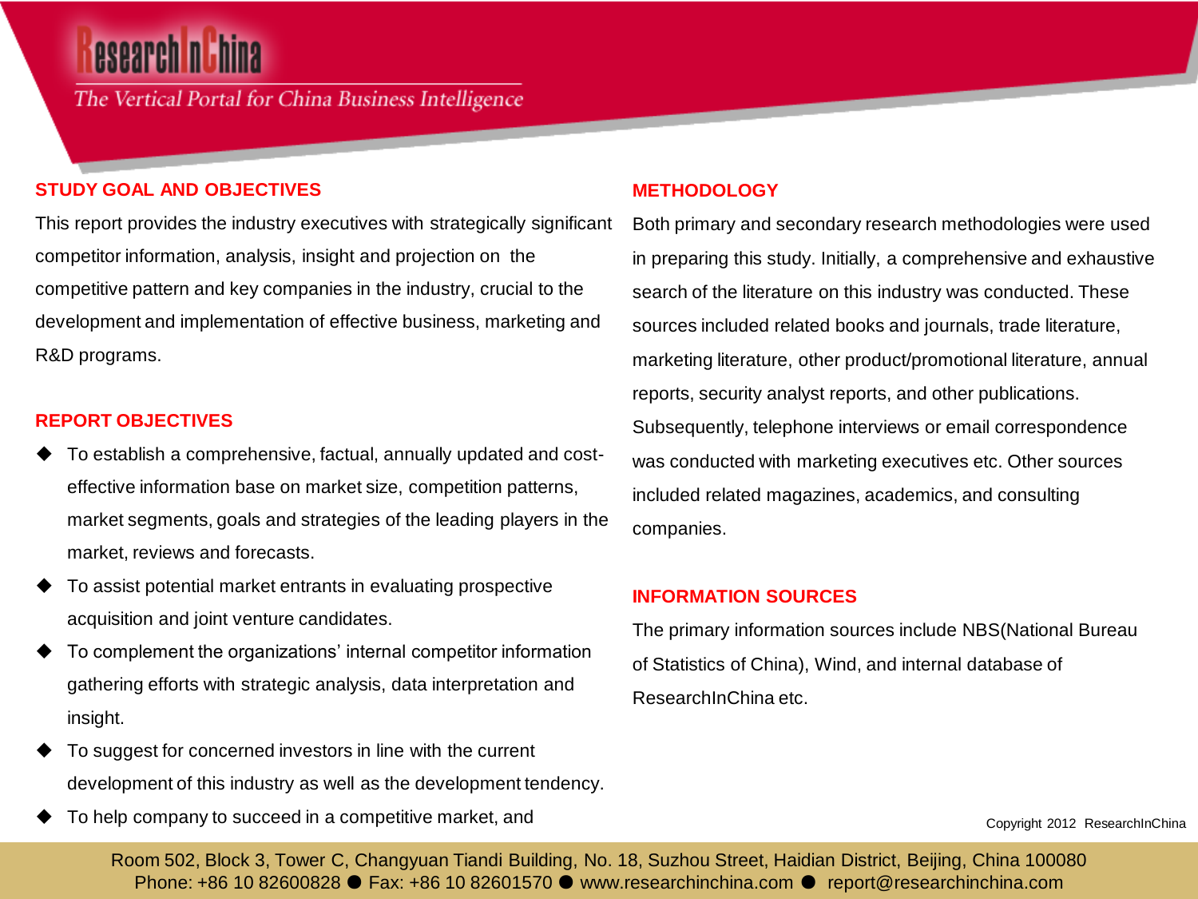## STUDY GOAL AND OBJECTIVES

This report provides the industry executives with strategically significant competitor information, analysis, insight and projection on the competitive pattern and key companies in the industry, crucial to the development and implementation of effective business, marketing and R&D programs.

## REPORT OBJECTIVES

- To establish a comprehensive, factual, annually updated and cost-effective information base on market size, competition patterns, market segments, goals and strategies of the leading players in the market, reviews and forecasts.
- To assist potential market entrants in evaluating prospective acquisition and joint venture candidates.
- To complement the organizations' internal competitor information gathering efforts with strategic analysis, data interpretation and insight.
- To suggest for concerned investors in line with the current development of this industry as well as the development tendency.
- To help company to succeed in a competitive market, and

## METHODOLOGY

Both primary and secondary research methodologies were used in preparing this study. Initially, a comprehensive and exhaustive search of the literature on this industry was conducted. These sources included related books and journals, trade literature, marketing literature, other product/promotional literature, annual reports, security analyst reports, and other publications. Subsequently, telephone interviews or email correspondence was conducted with marketing executives etc. Other sources included related magazines, academics, and consulting companies.

## INFORMATION SOURCES

The primary information sources include NBS(National Bureau of Statistics of China), Wind, and internal database of ResearchInChina etc.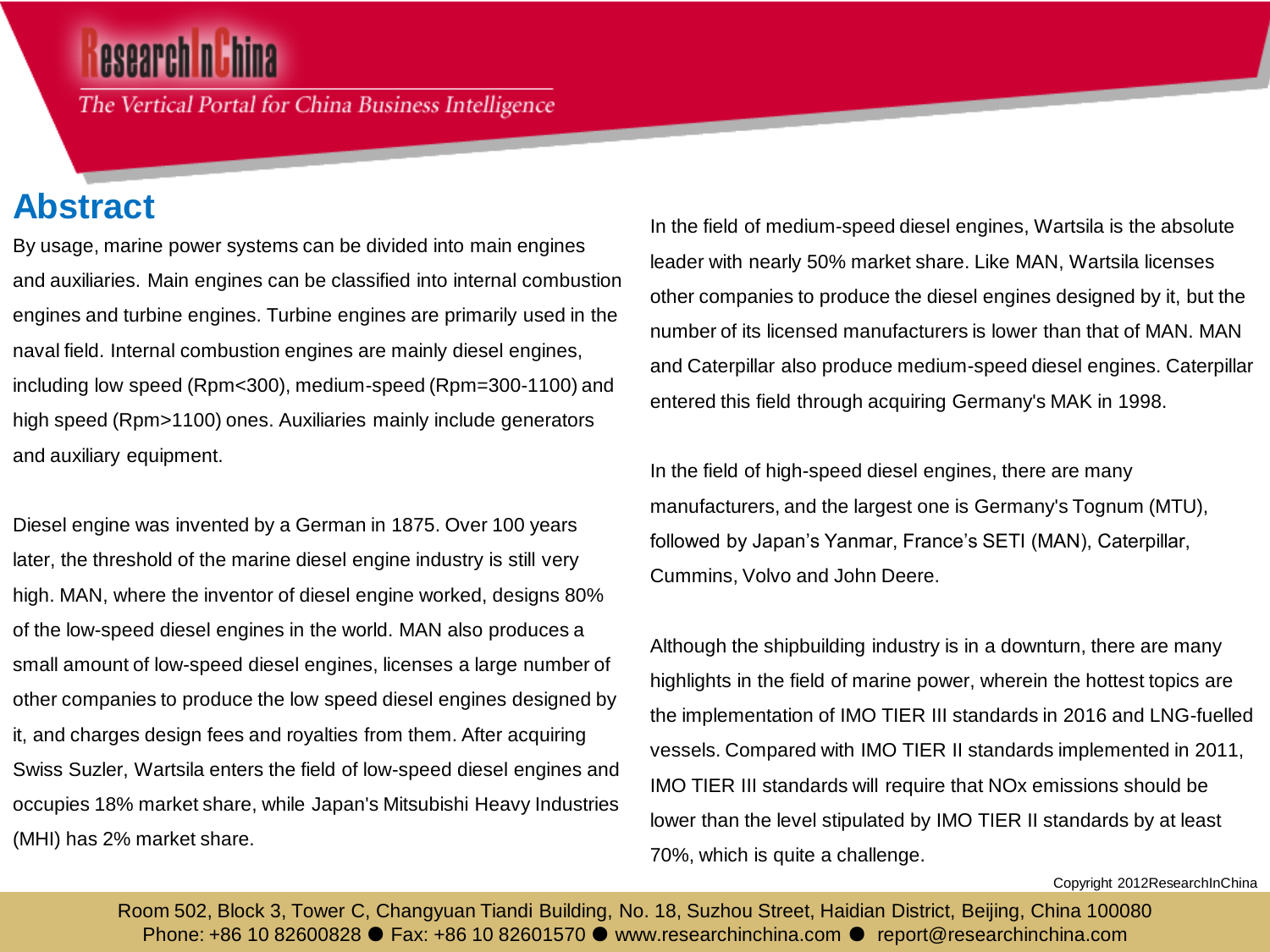# Abstract

By usage, marine power systems can be divided into main engines and auxiliaries. Main engines can be classified into internal combustion engines and turbine engines. Turbine engines are primarily used in the naval field. Internal combustion engines are mainly diesel engines, including low speed (Rpm<300), medium-speed (Rpm=300-1100) and high speed (Rpm>1100) ones. Auxiliaries mainly include generators and auxiliary equipment.

Diesel engine was invented by a German in 1875. Over 100 years later, the threshold of the marine diesel engine industry is still very high. MAN, where the inventor of diesel engine worked, designs 80% of the low-speed diesel engines in the world. MAN also produces a small amount of low-speed diesel engines, licenses a large number of other companies to produce the low speed diesel engines designed by it, and charges design fees and royalties from them. After acquiring Swiss Suzler, Wartsila enters the field of low-speed diesel engines and occupies 18% market share, while Japan's Mitsubishi Heavy Industries (MHI) has 2% market share.

In the field of medium-speed diesel engines, Wartsila is the absolute leader with nearly 50% market share. Like MAN, Wartsila licenses other companies to produce the diesel engines designed by it, but the number of its licensed manufacturers is lower than that of MAN. MAN and Caterpillar also produce medium-speed diesel engines. Caterpillar entered this field through acquiring Germany's MAK in 1998.

In the field of high-speed diesel engines, there are many manufacturers, and the largest one is Germany's Tognum (MTU), followed by Japan's Yanmar, France's SETI (MAN), Caterpillar, Cummins, Volvo and John Deere.

Although the shipbuilding industry is in a downturn, there are many highlights in the field of marine power, wherein the hottest topics are the implementation of IMO TIER III standards in 2016 and LNG-fuelled vessels. Compared with IMO TIER II standards implemented in 2011, IMO TIER III standards will require that NOx emissions should be lower than the level stipulated by IMO TIER II standards by at least 70%, which is quite a challenge.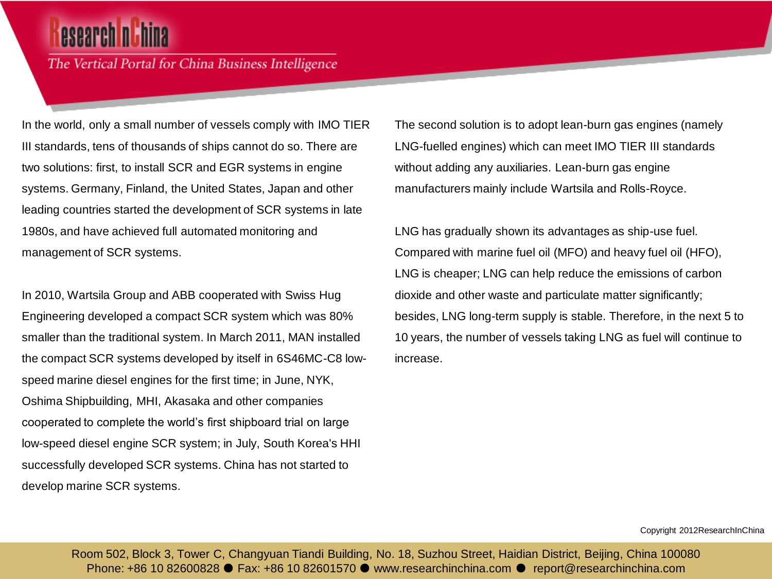In the world, only a small number of vessels comply with IMO TIER III standards, tens of thousands of ships cannot do so. There are two solutions: first, to install SCR and EGR systems in engine systems. Germany, Finland, the United States, Japan and other leading countries started the development of SCR systems in late 1980s, and have achieved full automated monitoring and management of SCR systems.

In 2010, Wartsila Group and ABB cooperated with Swiss Hug Engineering developed a compact SCR system which was 80% smaller than the traditional system. In March 2011, MAN installed the compact SCR systems developed by itself in 6S46MC-C8 low-speed marine diesel engines for the first time; in June, NYK, Oshima Shipbuilding, MHI, Akasaka and other companies cooperated to complete the world's first shipboard trial on large low-speed diesel engine SCR system; in July, South Korea's HHI successfully developed SCR systems. China has not started to develop marine SCR systems.

The second solution is to adopt lean-burn gas engines (namely LNG-fuelled engines) which can meet IMO TIER III standards without adding any auxiliaries. Lean-burn gas engine manufacturers mainly include Wartsila and Rolls-Royce.

LNG has gradually shown its advantages as ship-use fuel. Compared with marine fuel oil (MFO) and heavy fuel oil (HFO), LNG is cheaper; LNG can help reduce the emissions of carbon dioxide and other waste and particulate matter significantly; besides, LNG long-term supply is stable. Therefore, in the next 5 to 10 years, the number of vessels taking LNG as fuel will continue to increase.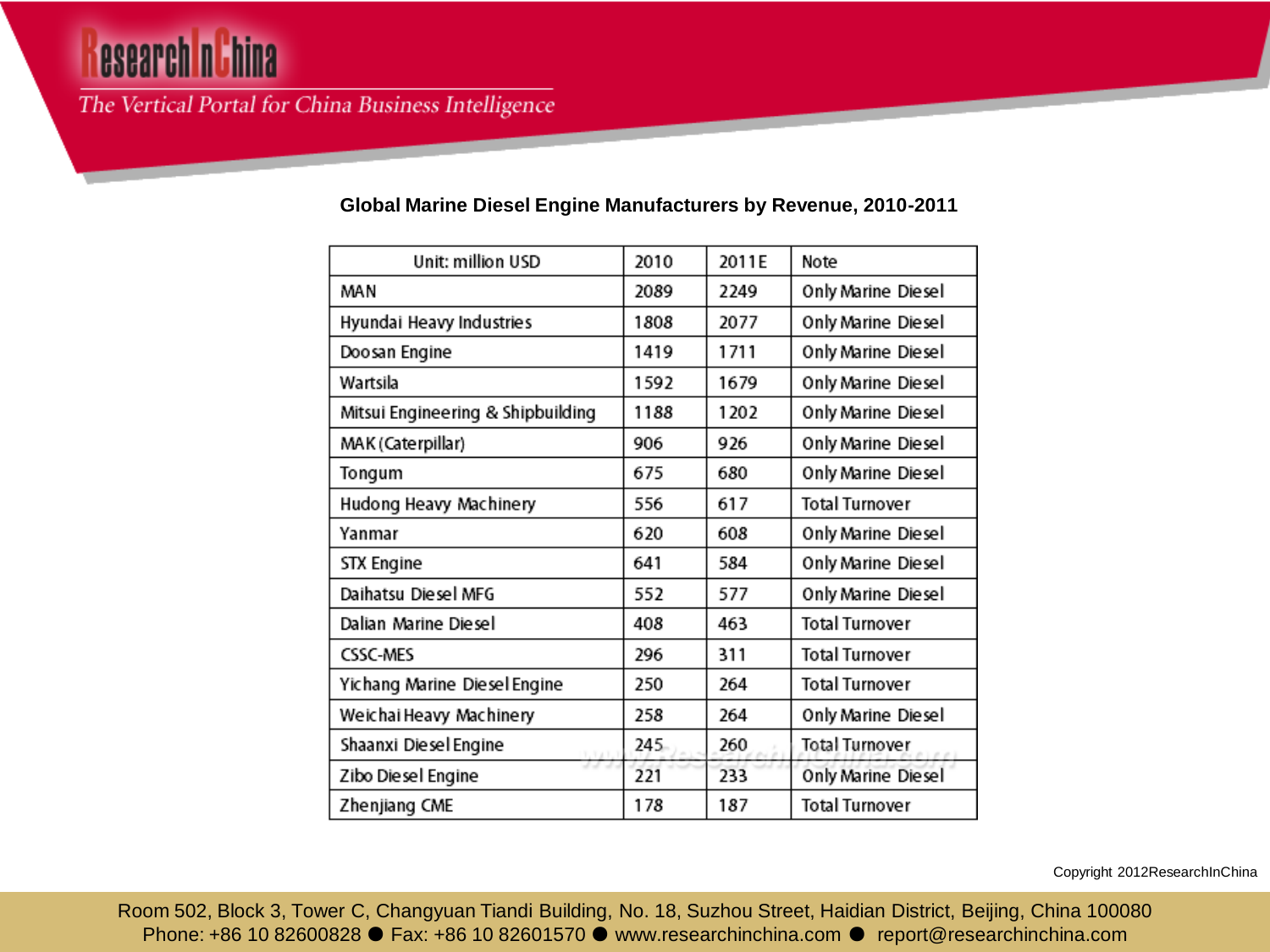**Global Marine Diesel Engine Manufacturers by Revenue, 2010-2011**

| Unit: million USD | 2010 | 2011E | Note |
|---|---|---|---|
| MAN | 2089 | 2249 | Only Marine Diesel |
| Hyundai Heavy Industries | 1808 | 2077 | Only Marine Diesel |
| Doosan Engine | 1419 | 1711 | Only Marine Diesel |
| Wartsila | 1592 | 1679 | Only Marine Diesel |
| Mitsui Engineering & Shipbuilding | 1188 | 1202 | Only Marine Diesel |
| MAK (Caterpillar) | 906 | 926 | Only Marine Diesel |
| Tongum | 675 | 680 | Only Marine Diesel |
| Hudong Heavy Machinery | 556 | 617 | Total Turnover |
| Yanmar | 620 | 608 | Only Marine Diesel |
| STX Engine | 641 | 584 | Only Marine Diesel |
| Daihatsu Diesel MFG | 552 | 577 | Only Marine Diesel |
| Dalian Marine Diesel | 408 | 463 | Total Turnover |
| CSSC-MES | 296 | 311 | Total Turnover |
| Yichang Marine Diesel Engine | 250 | 264 | Total Turnover |
| Weichai Heavy Machinery | 258 | 264 | Only Marine Diesel |
| Shaanxi Diesel Engine | 245 | 260 | Total Turnover |
| Zibo Diesel Engine | 221 | 233 | Only Marine Diesel |
| Zhenjiang CME | 178 | 187 | Total Turnover |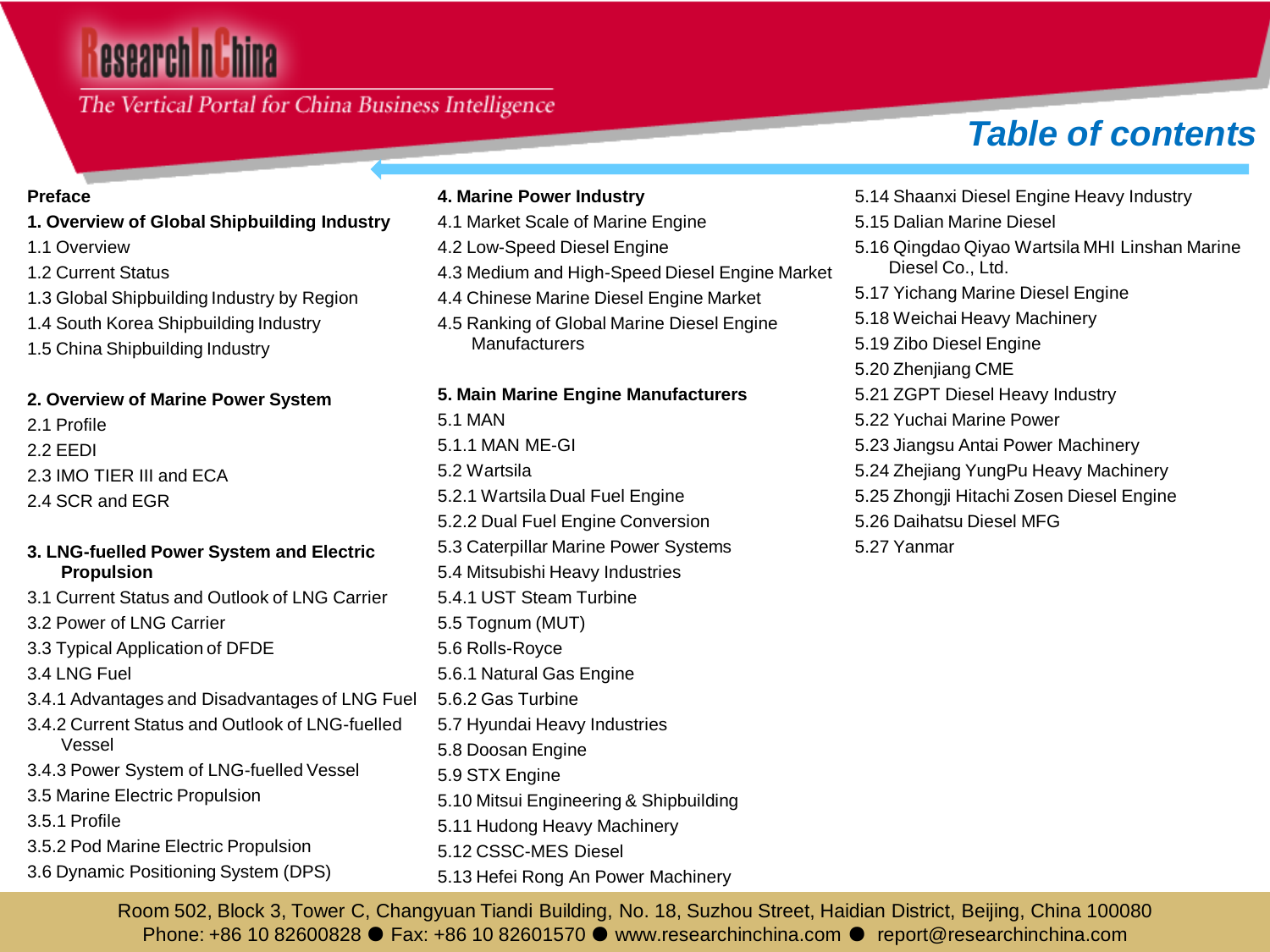# Table of contents

**Preface**

**1. Overview of Global Shipbuilding Industry**

1.1 Overview
1.2 Current Status
1.3 Global Shipbuilding Industry by Region
1.4 South Korea Shipbuilding Industry
1.5 China Shipbuilding Industry

**2. Overview of Marine Power System**

2.1 Profile
2.2 EEDI
2.3 IMO TIER III and ECA
2.4 SCR and EGR

**3. LNG-fuelled Power System and Electric Propulsion**

3.1 Current Status and Outlook of LNG Carrier
3.2 Power of LNG Carrier
3.3 Typical Application of DFDE
3.4 LNG Fuel
3.4.1 Advantages and Disadvantages of LNG Fuel
3.4.2 Current Status and Outlook of LNG-fuelled Vessel
3.4.3 Power System of LNG-fuelled Vessel
3.5 Marine Electric Propulsion
3.5.1 Profile
3.5.2 Pod Marine Electric Propulsion
3.6 Dynamic Positioning System (DPS)

**4. Marine Power Industry**

4.1 Market Scale of Marine Engine
4.2 Low-Speed Diesel Engine
4.3 Medium and High-Speed Diesel Engine Market
4.4 Chinese Marine Diesel Engine Market
4.5 Ranking of Global Marine Diesel Engine Manufacturers

**5. Main Marine Engine Manufacturers**

5.1 MAN
5.1.1 MAN ME-GI
5.2 Wartsila
5.2.1 Wartsila Dual Fuel Engine
5.2.2 Dual Fuel Engine Conversion
5.3 Caterpillar Marine Power Systems
5.4 Mitsubishi Heavy Industries
5.4.1 UST Steam Turbine
5.5 Tognum (MUT)
5.6 Rolls-Royce
5.6.1 Natural Gas Engine
5.6.2 Gas Turbine
5.7 Hyundai Heavy Industries
5.8 Doosan Engine
5.9 STX Engine
5.10 Mitsui Engineering & Shipbuilding
5.11 Hudong Heavy Machinery
5.12 CSSC-MES Diesel
5.13 Hefei Rong An Power Machinery
5.14 Shaanxi Diesel Engine Heavy Industry
5.15 Dalian Marine Diesel
5.16 Qingdao Qiyao Wartsila MHI Linshan Marine Diesel Co., Ltd.
5.17 Yichang Marine Diesel Engine
5.18 Weichai Heavy Machinery
5.19 Zibo Diesel Engine
5.20 Zhenjiang CME
5.21 ZGPT Diesel Heavy Industry
5.22 Yuchai Marine Power
5.23 Jiangsu Antai Power Machinery
5.24 Zhejiang YungPu Heavy Machinery
5.25 Zhongji Hitachi Zosen Diesel Engine
5.26 Daihatsu Diesel MFG
5.27 Yanmar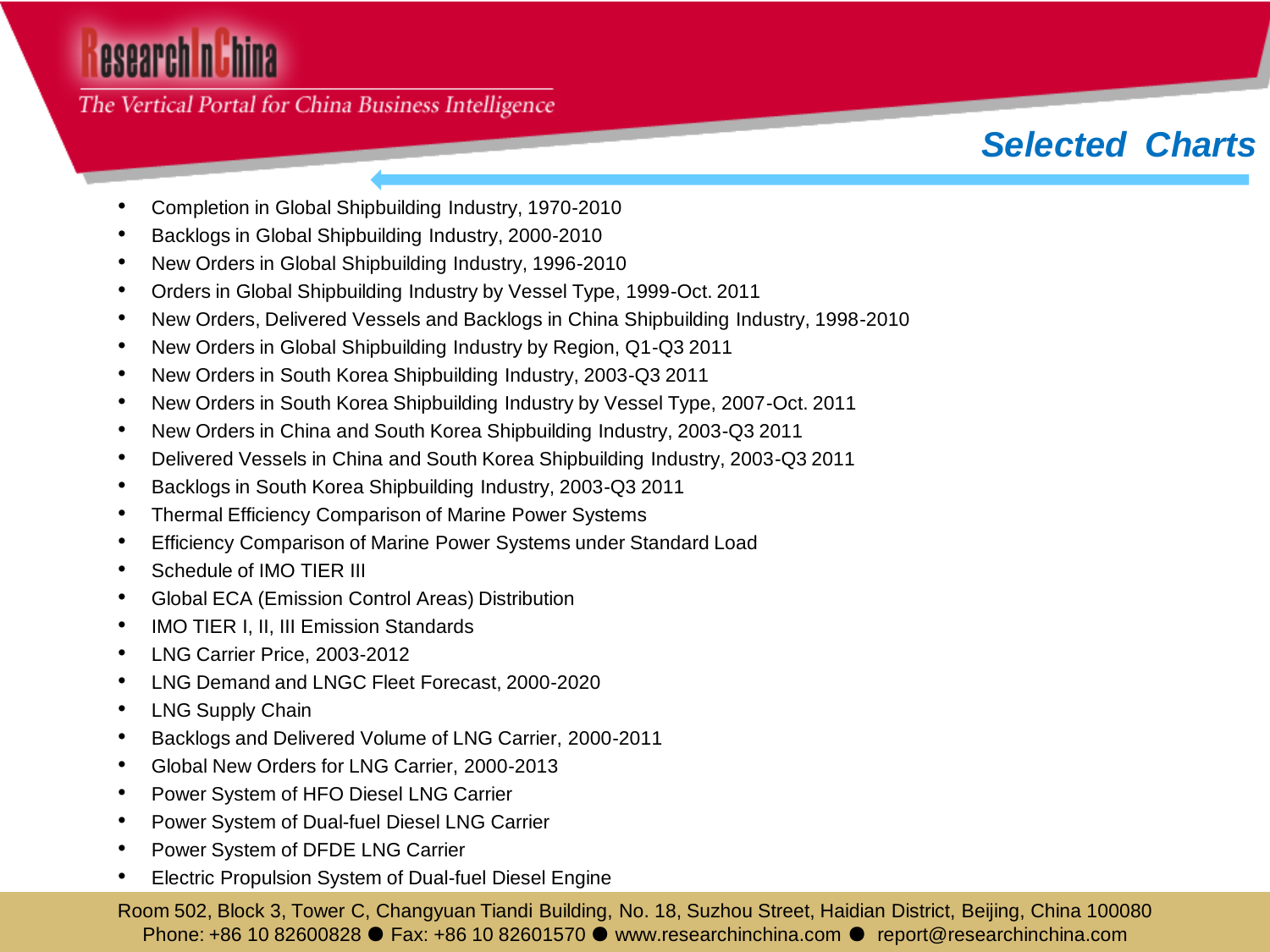## Selected Charts

- Completion in Global Shipbuilding Industry, 1970-2010
- Backlogs in Global Shipbuilding Industry, 2000-2010
- New Orders in Global Shipbuilding Industry, 1996-2010
- Orders in Global Shipbuilding Industry by Vessel Type, 1999-Oct. 2011
- New Orders, Delivered Vessels and Backlogs in China Shipbuilding Industry, 1998-2010
- New Orders in Global Shipbuilding Industry by Region, Q1-Q3 2011
- New Orders in South Korea Shipbuilding Industry, 2003-Q3 2011
- New Orders in South Korea Shipbuilding Industry by Vessel Type, 2007-Oct. 2011
- New Orders in China and South Korea Shipbuilding Industry, 2003-Q3 2011
- Delivered Vessels in China and South Korea Shipbuilding Industry, 2003-Q3 2011
- Backlogs in South Korea Shipbuilding Industry, 2003-Q3 2011
- Thermal Efficiency Comparison of Marine Power Systems
- Efficiency Comparison of Marine Power Systems under Standard Load
- Schedule of IMO TIER III
- Global ECA (Emission Control Areas) Distribution
- IMO TIER I, II, III Emission Standards
- LNG Carrier Price, 2003-2012
- LNG Demand and LNGC Fleet Forecast, 2000-2020
- LNG Supply Chain
- Backlogs and Delivered Volume of LNG Carrier, 2000-2011
- Global New Orders for LNG Carrier, 2000-2013
- Power System of HFO Diesel LNG Carrier
- Power System of Dual-fuel Diesel LNG Carrier
- Power System of DFDE LNG Carrier
- Electric Propulsion System of Dual-fuel Diesel Engine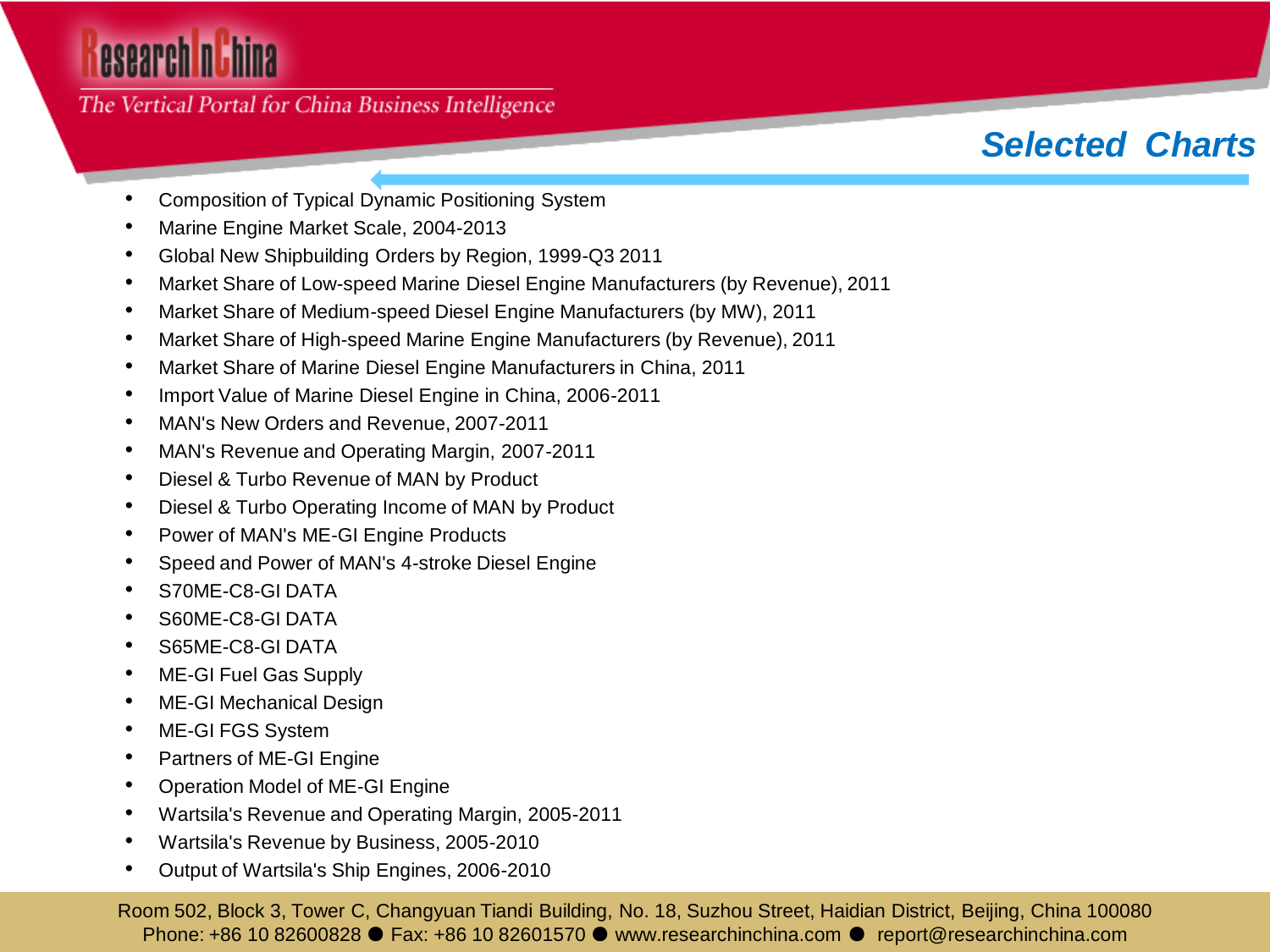## Selected Charts

- Composition of Typical Dynamic Positioning System
- Marine Engine Market Scale, 2004-2013
- Global New Shipbuilding Orders by Region, 1999-Q3 2011
- Market Share of Low-speed Marine Diesel Engine Manufacturers (by Revenue), 2011
- Market Share of Medium-speed Diesel Engine Manufacturers (by MW), 2011
- Market Share of High-speed Marine Engine Manufacturers (by Revenue), 2011
- Market Share of Marine Diesel Engine Manufacturers in China, 2011
- Import Value of Marine Diesel Engine in China, 2006-2011
- MAN's New Orders and Revenue, 2007-2011
- MAN's Revenue and Operating Margin, 2007-2011
- Diesel & Turbo Revenue of MAN by Product
- Diesel & Turbo Operating Income of MAN by Product
- Power of MAN's ME-GI Engine Products
- Speed and Power of MAN's 4-stroke Diesel Engine
- S70ME-C8-GI DATA
- S60ME-C8-GI DATA
- S65ME-C8-GI DATA
- ME-GI Fuel Gas Supply
- ME-GI Mechanical Design
- ME-GI FGS System
- Partners of ME-GI Engine
- Operation Model of ME-GI Engine
- Wartsila's Revenue and Operating Margin, 2005-2011
- Wartsila's Revenue by Business, 2005-2010
- Output of Wartsila's Ship Engines, 2006-2010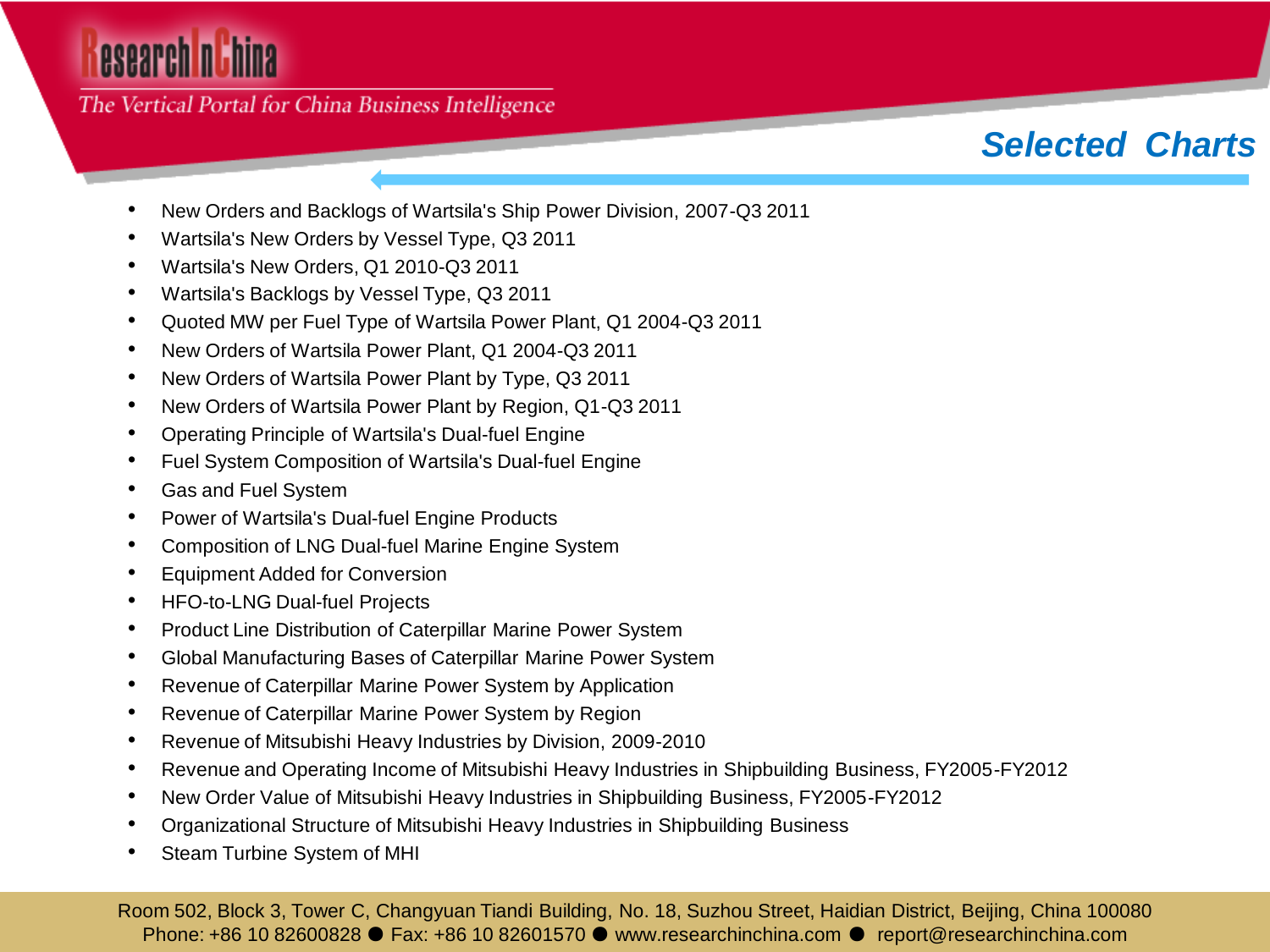## Selected Charts

- New Orders and Backlogs of Wartsila's Ship Power Division, 2007-Q3 2011
- Wartsila's New Orders by Vessel Type, Q3 2011
- Wartsila's New Orders, Q1 2010-Q3 2011
- Wartsila's Backlogs by Vessel Type, Q3 2011
- Quoted MW per Fuel Type of Wartsila Power Plant, Q1 2004-Q3 2011
- New Orders of Wartsila Power Plant, Q1 2004-Q3 2011
- New Orders of Wartsila Power Plant by Type, Q3 2011
- New Orders of Wartsila Power Plant by Region, Q1-Q3 2011
- Operating Principle of Wartsila's Dual-fuel Engine
- Fuel System Composition of Wartsila's Dual-fuel Engine
- Gas and Fuel System
- Power of Wartsila's Dual-fuel Engine Products
- Composition of LNG Dual-fuel Marine Engine System
- Equipment Added for Conversion
- HFO-to-LNG Dual-fuel Projects
- Product Line Distribution of Caterpillar Marine Power System
- Global Manufacturing Bases of Caterpillar Marine Power System
- Revenue of Caterpillar Marine Power System by Application
- Revenue of Caterpillar Marine Power System by Region
- Revenue of Mitsubishi Heavy Industries by Division, 2009-2010
- Revenue and Operating Income of Mitsubishi Heavy Industries in Shipbuilding Business, FY2005-FY2012
- New Order Value of Mitsubishi Heavy Industries in Shipbuilding Business, FY2005-FY2012
- Organizational Structure of Mitsubishi Heavy Industries in Shipbuilding Business
- Steam Turbine System of MHI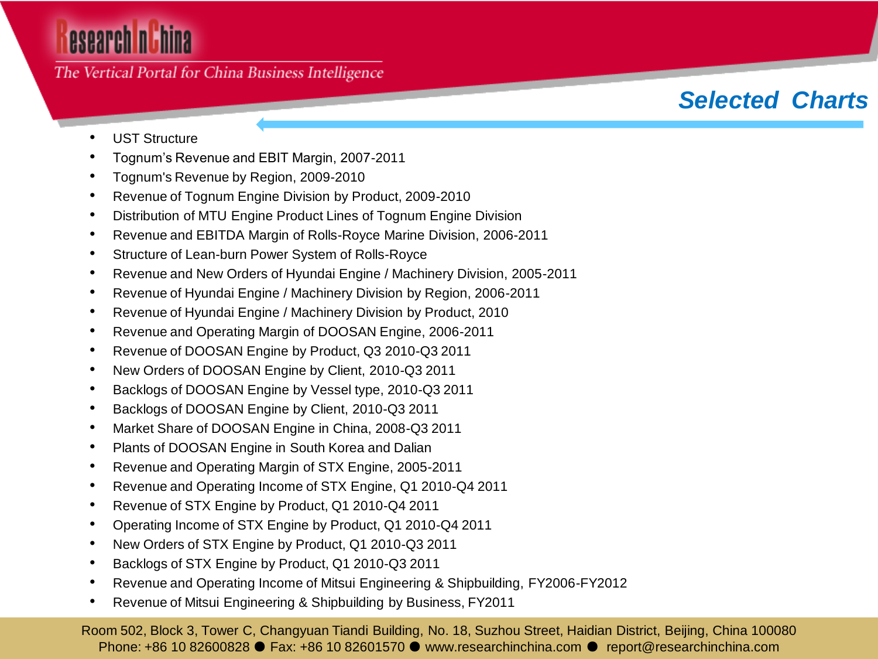## Selected Charts

- UST Structure
- Tognum's Revenue and EBIT Margin, 2007-2011
- Tognum's Revenue by Region, 2009-2010
- Revenue of Tognum Engine Division by Product, 2009-2010
- Distribution of MTU Engine Product Lines of Tognum Engine Division
- Revenue and EBITDA Margin of Rolls-Royce Marine Division, 2006-2011
- Structure of Lean-burn Power System of Rolls-Royce
- Revenue and New Orders of Hyundai Engine / Machinery Division, 2005-2011
- Revenue of Hyundai Engine / Machinery Division by Region, 2006-2011
- Revenue of Hyundai Engine / Machinery Division by Product, 2010
- Revenue and Operating Margin of DOOSAN Engine, 2006-2011
- Revenue of DOOSAN Engine by Product, Q3 2010-Q3 2011
- New Orders of DOOSAN Engine by Client, 2010-Q3 2011
- Backlogs of DOOSAN Engine by Vessel type, 2010-Q3 2011
- Backlogs of DOOSAN Engine by Client, 2010-Q3 2011
- Market Share of DOOSAN Engine in China, 2008-Q3 2011
- Plants of DOOSAN Engine in South Korea and Dalian
- Revenue and Operating Margin of STX Engine, 2005-2011
- Revenue and Operating Income of STX Engine, Q1 2010-Q4 2011
- Revenue of STX Engine by Product, Q1 2010-Q4 2011
- Operating Income of STX Engine by Product, Q1 2010-Q4 2011
- New Orders of STX Engine by Product, Q1 2010-Q3 2011
- Backlogs of STX Engine by Product, Q1 2010-Q3 2011
- Revenue and Operating Income of Mitsui Engineering & Shipbuilding, FY2006-FY2012
- Revenue of Mitsui Engineering & Shipbuilding by Business, FY2011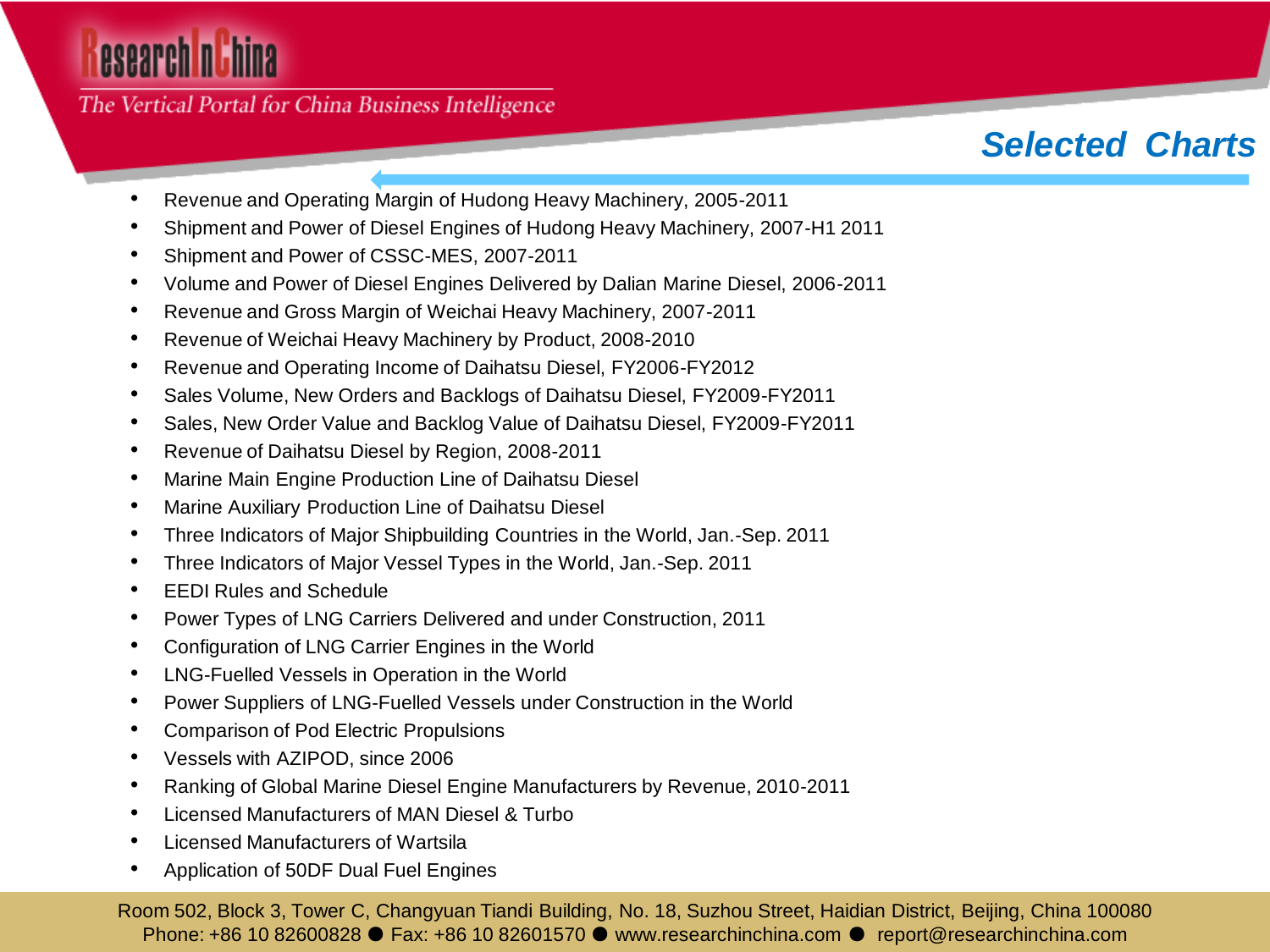## Selected Charts

- Revenue and Operating Margin of Hudong Heavy Machinery, 2005-2011
- Shipment and Power of Diesel Engines of Hudong Heavy Machinery, 2007-H1 2011
- Shipment and Power of CSSC-MES, 2007-2011
- Volume and Power of Diesel Engines Delivered by Dalian Marine Diesel, 2006-2011
- Revenue and Gross Margin of Weichai Heavy Machinery, 2007-2011
- Revenue of Weichai Heavy Machinery by Product, 2008-2010
- Revenue and Operating Income of Daihatsu Diesel, FY2006-FY2012
- Sales Volume, New Orders and Backlogs of Daihatsu Diesel, FY2009-FY2011
- Sales, New Order Value and Backlog Value of Daihatsu Diesel, FY2009-FY2011
- Revenue of Daihatsu Diesel by Region, 2008-2011
- Marine Main Engine Production Line of Daihatsu Diesel
- Marine Auxiliary Production Line of Daihatsu Diesel
- Three Indicators of Major Shipbuilding Countries in the World, Jan.-Sep. 2011
- Three Indicators of Major Vessel Types in the World, Jan.-Sep. 2011
- EEDI Rules and Schedule
- Power Types of LNG Carriers Delivered and under Construction, 2011
- Configuration of LNG Carrier Engines in the World
- LNG-Fuelled Vessels in Operation in the World
- Power Suppliers of LNG-Fuelled Vessels under Construction in the World
- Comparison of Pod Electric Propulsions
- Vessels with AZIPOD, since 2006
- Ranking of Global Marine Diesel Engine Manufacturers by Revenue, 2010-2011
- Licensed Manufacturers of MAN Diesel & Turbo
- Licensed Manufacturers of Wartsila
- Application of 50DF Dual Fuel Engines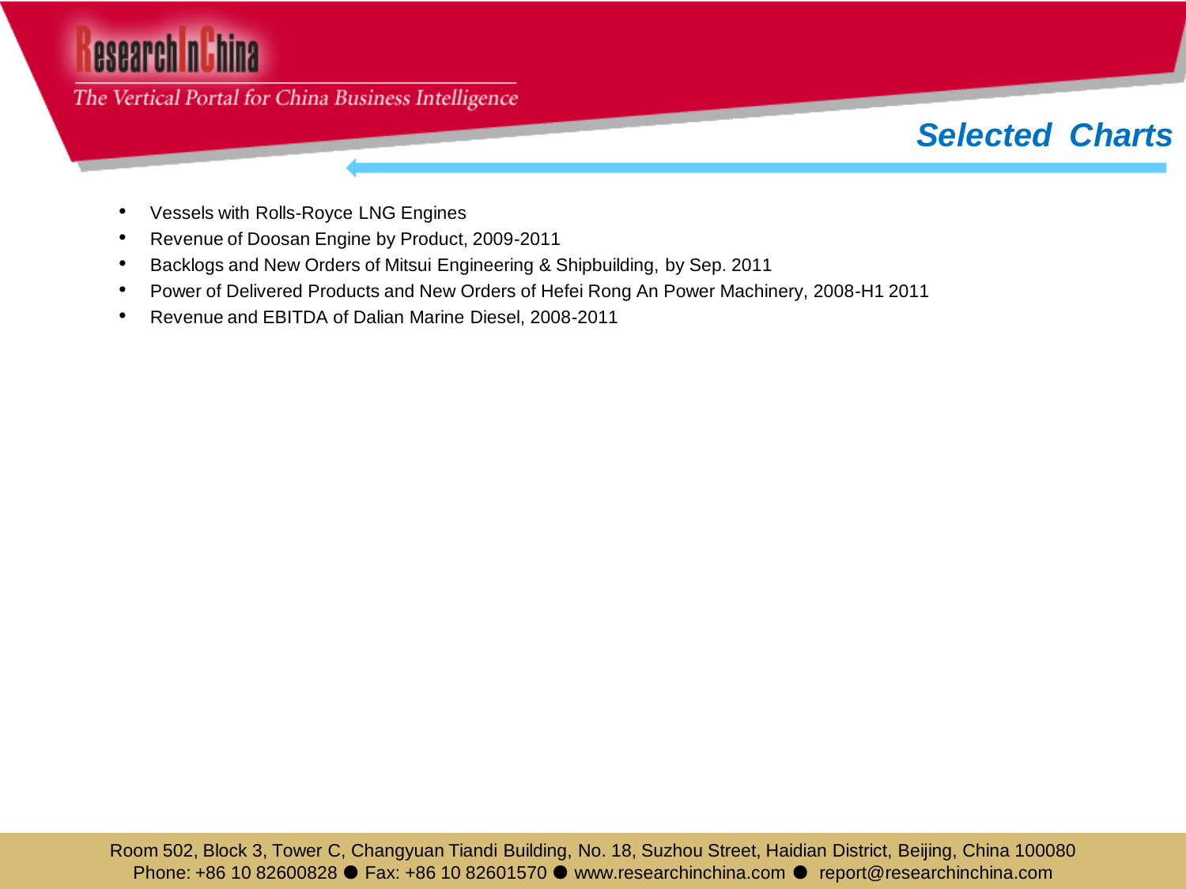## Selected Charts

- Vessels with Rolls-Royce LNG Engines
- Revenue of Doosan Engine by Product, 2009-2011
- Backlogs and New Orders of Mitsui Engineering & Shipbuilding, by Sep. 2011
- Power of Delivered Products and New Orders of Hefei Rong An Power Machinery, 2008-H1 2011
- Revenue and EBITDA of Dalian Marine Diesel, 2008-2011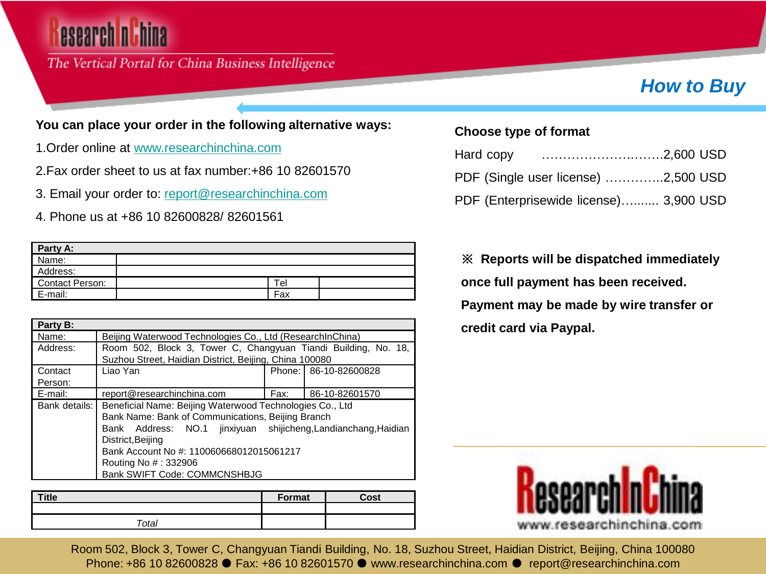## How to Buy

**You can place your order in the following alternative ways:**

1.Order online at www.researchinchina.com

2.Fax order sheet to us at fax number:+86 10 82601570

3. Email your order to: report@researchinchina.com

4. Phone us at +86 10 82600828/ 82601561

| **Party A:** | | | |
|---|---|---|---|
| Name: | | | |
| Address: | | | |
| Contact Person: | | Tel | |
| E-mail: | | Fax | |

| **Party B:** | | | |
|---|---|---|---|
| Name: | Beijing Waterwood Technologies Co., Ltd (ResearchInChina) | | |
| Address: | Room 502, Block 3, Tower C, Changyuan Tiandi Building, No. 18, Suzhou Street, Haidian District, Beijing, China 100080 | | |
| Contact Person: | Liao Yan | Phone: | 86-10-82600828 |
| E-mail: | report@researchinchina.com | Fax: | 86-10-82601570 |
| Bank details: | Beneficial Name: Beijing Waterwood Technologies Co., Ltd<br>Bank Name: Bank of Communications, Beijing Branch<br>Bank Address: NO.1 jinxiyuan shijicheng,Landianchang,Haidian District,Beijing<br>Bank Account No #: 110060668012015061217<br>Routing No # : 332906<br>Bank SWIFT Code: COMMCNSHBJG | | |

| **Title** | **Format** | **Cost** |
|---|---|---|
| | | |
| *Total* | | |

**Choose type of format**

Hard copy ……………………..…….2,600 USD

PDF (Single user license) …………..2,500 USD

PDF (Enterprisewide license)…....... 3,900 USD

**※ Reports will be dispatched immediately once full payment has been received. Payment may be made by wire transfer or credit card via Paypal.**

Room 502, Block 3, Tower C, Changyuan Tiandi Building, No. 18, Suzhou Street, Haidian District, Beijing, China 100080
Phone: +86 10 82600828 ● Fax: +86 10 82601570 ● www.researchinchina.com ● report@researchinchina.com